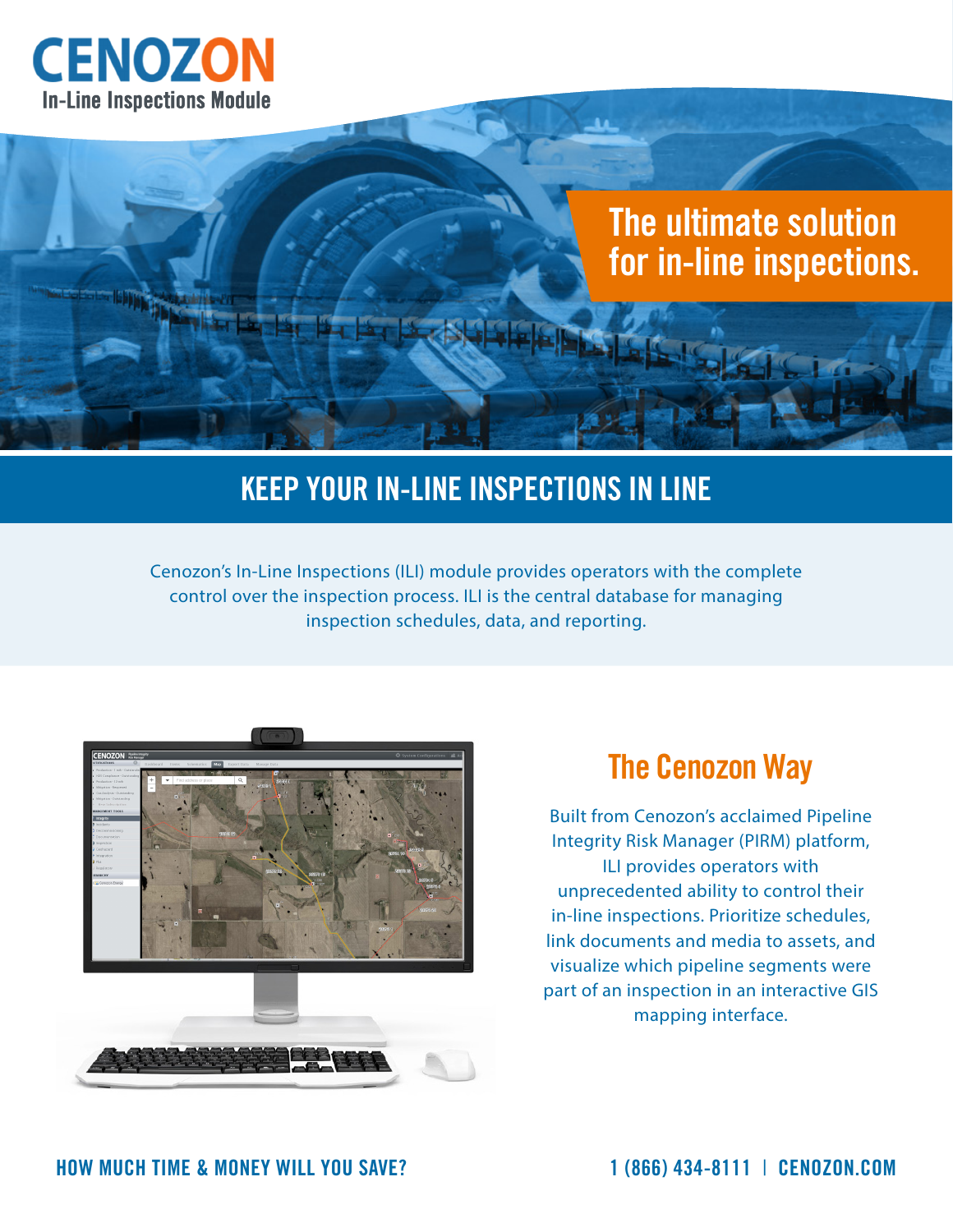# CENOZON

In-Line Inspections Module

## The ultimate solution for in-line inspections.

## KEEP YOUR IN-LINE INSPECTIONS IN LINE

Cenozon's In-Line Inspections (ILI) module provides operators with the complete control over the inspection process. ILI is the central database for managing inspection schedules, data, and reporting.

## The Cenozon Way

Built from Cenozon's acclaimed Pipeline Integrity Risk Manager (PIRM) platform, ILI provides operators with unprecedented ability to control their in-line inspections. Prioritize schedules, link documents and media to assets, and visualize which pipeline segments were part of an inspection in an interactive GIS mapping interface.

**HOW MUCH TIME & MONEY WILL YOU SAVE?**

**1 (866) 434-8111 | CENOZON.COM**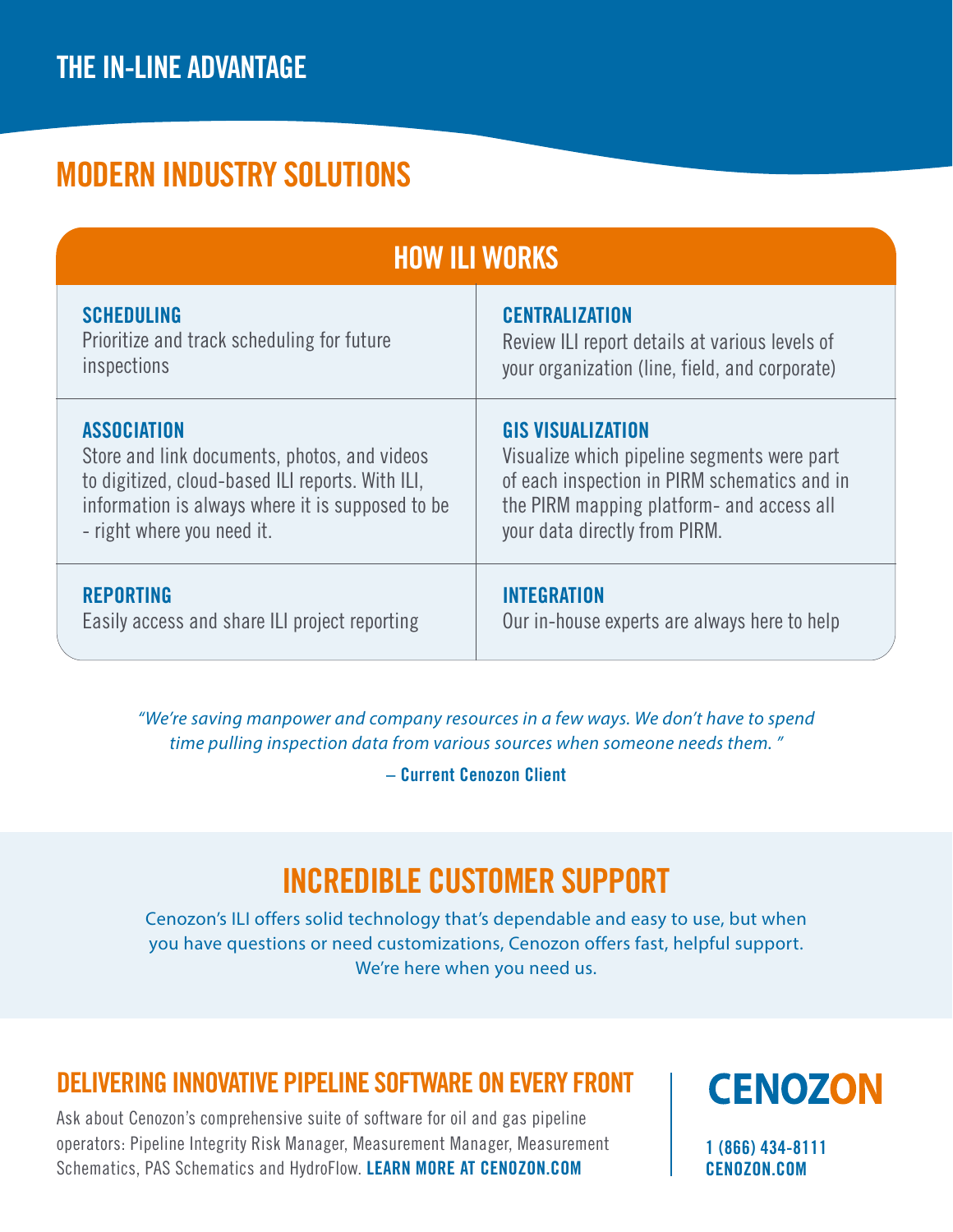# THE IN-LINE ADVANTAGE

## MODERN INDUSTRY SOLUTIONS

### HOW ILI WORKS

| | |
|---|---|
| **SCHEDULING**<br>Prioritize and track scheduling for future inspections | **CENTRALIZATION**<br>Review ILI report details at various levels of your organization (line, field, and corporate) |
| **ASSOCIATION**<br>Store and link documents, photos, and videos to digitized, cloud-based ILI reports. With ILI, information is always where it is supposed to be - right where you need it. | **GIS VISUALIZATION**<br>Visualize which pipeline segments were part of each inspection in PIRM schematics and in the PIRM mapping platform- and access all your data directly from PIRM. |
| **REPORTING**<br>Easily access and share ILI project reporting | **INTEGRATION**<br>Our in-house experts are always here to help |

*“We’re saving manpower and company resources in a few ways. We don’t have to spend time pulling inspection data from various sources when someone needs them. ”*

**– Current Cenozon Client**

## INCREDIBLE CUSTOMER SUPPORT

Cenozon’s ILI offers solid technology that’s dependable and easy to use, but when you have questions or need customizations, Cenozon offers fast, helpful support. We’re here when you need us.

## DELIVERING INNOVATIVE PIPELINE SOFTWARE ON EVERY FRONT

Ask about Cenozon’s comprehensive suite of software for oil and gas pipeline operators: Pipeline Integrity Risk Manager, Measurement Manager, Measurement Schematics, PAS Schematics and HydroFlow. **LEARN MORE AT CENOZON.COM**

**CENOZON**

**1 (866) 434-8111**
**CENOZON.COM**